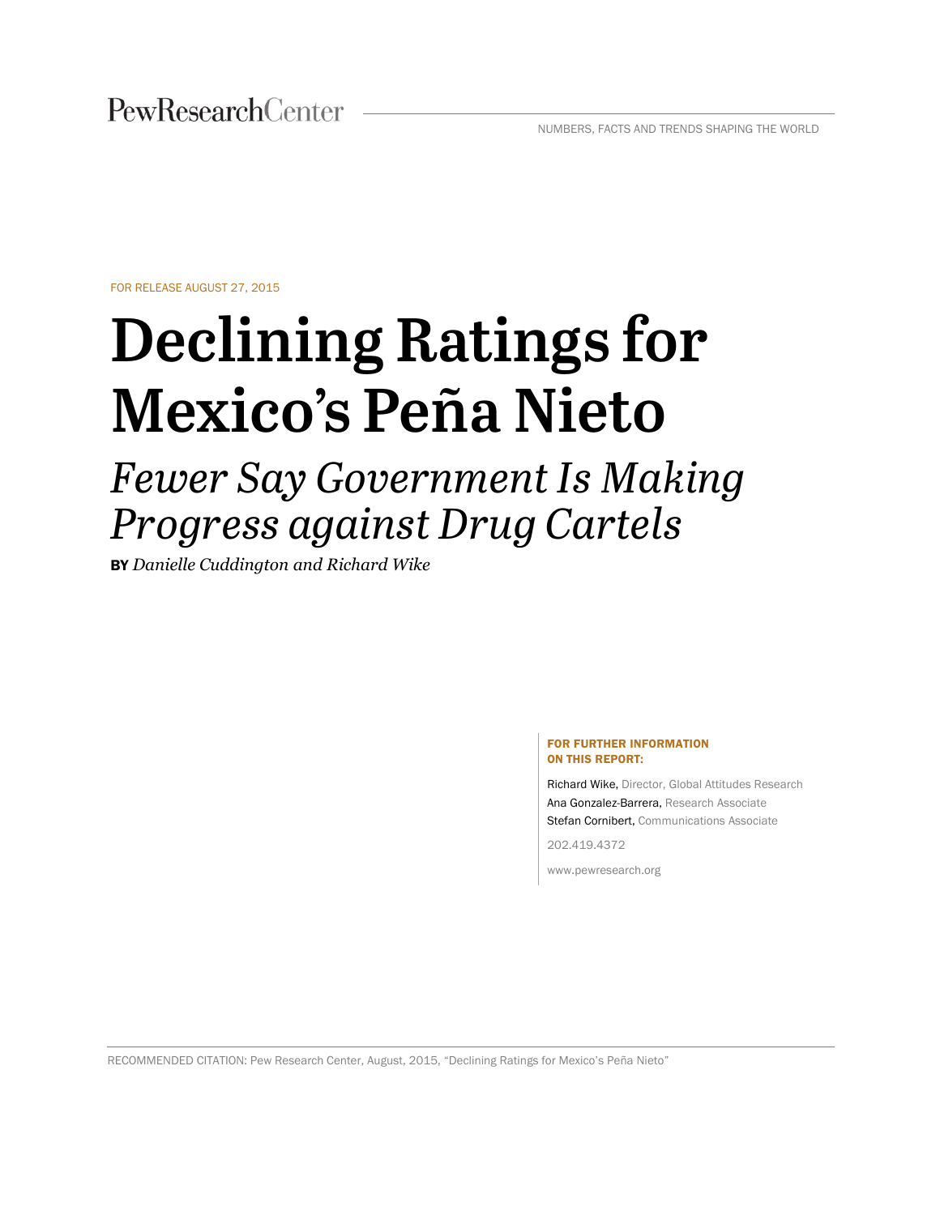PewResearchCenter

NUMBERS, FACTS AND TRENDS SHAPING THE WORLD

FOR RELEASE AUGUST 27, 2015

# Declining Ratings for Mexico's Peña Nieto

## *Fewer Say Government Is Making Progress against Drug Cartels*

**BY** *Danielle Cuddington and Richard Wike*

**FOR FURTHER INFORMATION ON THIS REPORT:**

Richard Wike, Director, Global Attitudes Research
Ana Gonzalez-Barrera, Research Associate
Stefan Cornibert, Communications Associate

202.419.4372

www.pewresearch.org

RECOMMENDED CITATION: Pew Research Center, August, 2015, "Declining Ratings for Mexico's Peña Nieto"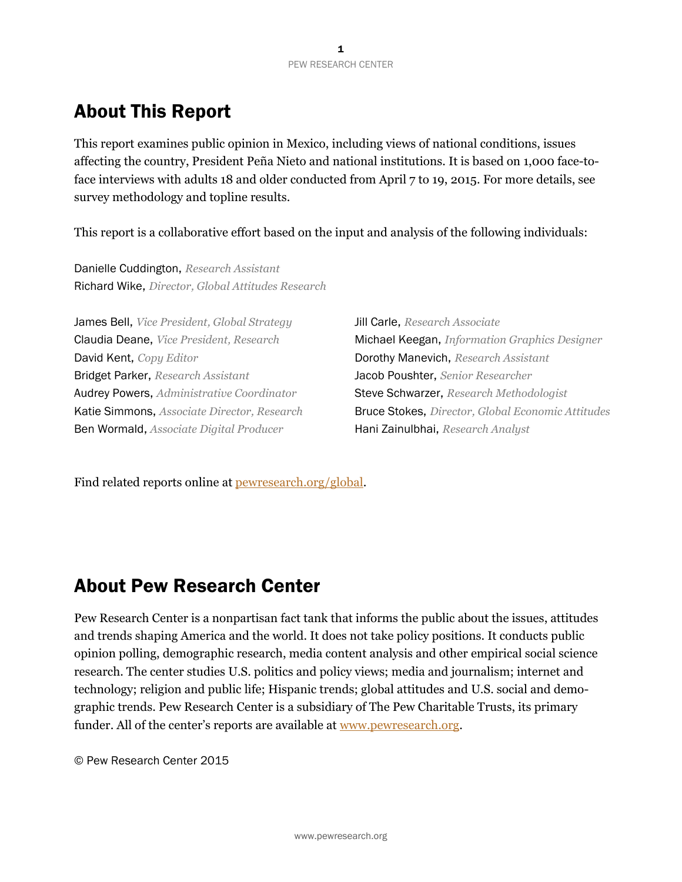## About This Report

This report examines public opinion in Mexico, including views of national conditions, issues affecting the country, President Peña Nieto and national institutions. It is based on 1,000 face-to-face interviews with adults 18 and older conducted from April 7 to 19, 2015. For more details, see survey methodology and topline results.

This report is a collaborative effort based on the input and analysis of the following individuals:

Danielle Cuddington, *Research Assistant*
Richard Wike, *Director, Global Attitudes Research*

James Bell, *Vice President, Global Strategy*
Claudia Deane, *Vice President, Research*
David Kent, *Copy Editor*
Bridget Parker, *Research Assistant*
Audrey Powers, *Administrative Coordinator*
Katie Simmons, *Associate Director, Research*
Ben Wormald, *Associate Digital Producer*
Jill Carle, *Research Associate*
Michael Keegan, *Information Graphics Designer*
Dorothy Manevich, *Research Assistant*
Jacob Poushter, *Senior Researcher*
Steve Schwarzer, *Research Methodologist*
Bruce Stokes, *Director, Global Economic Attitudes*
Hani Zainulbhai, *Research Analyst*

Find related reports online at pewresearch.org/global.

## About Pew Research Center

Pew Research Center is a nonpartisan fact tank that informs the public about the issues, attitudes and trends shaping America and the world. It does not take policy positions. It conducts public opinion polling, demographic research, media content analysis and other empirical social science research. The center studies U.S. politics and policy views; media and journalism; internet and technology; religion and public life; Hispanic trends; global attitudes and U.S. social and demographic trends. Pew Research Center is a subsidiary of The Pew Charitable Trusts, its primary funder. All of the center's reports are available at www.pewresearch.org.

© Pew Research Center 2015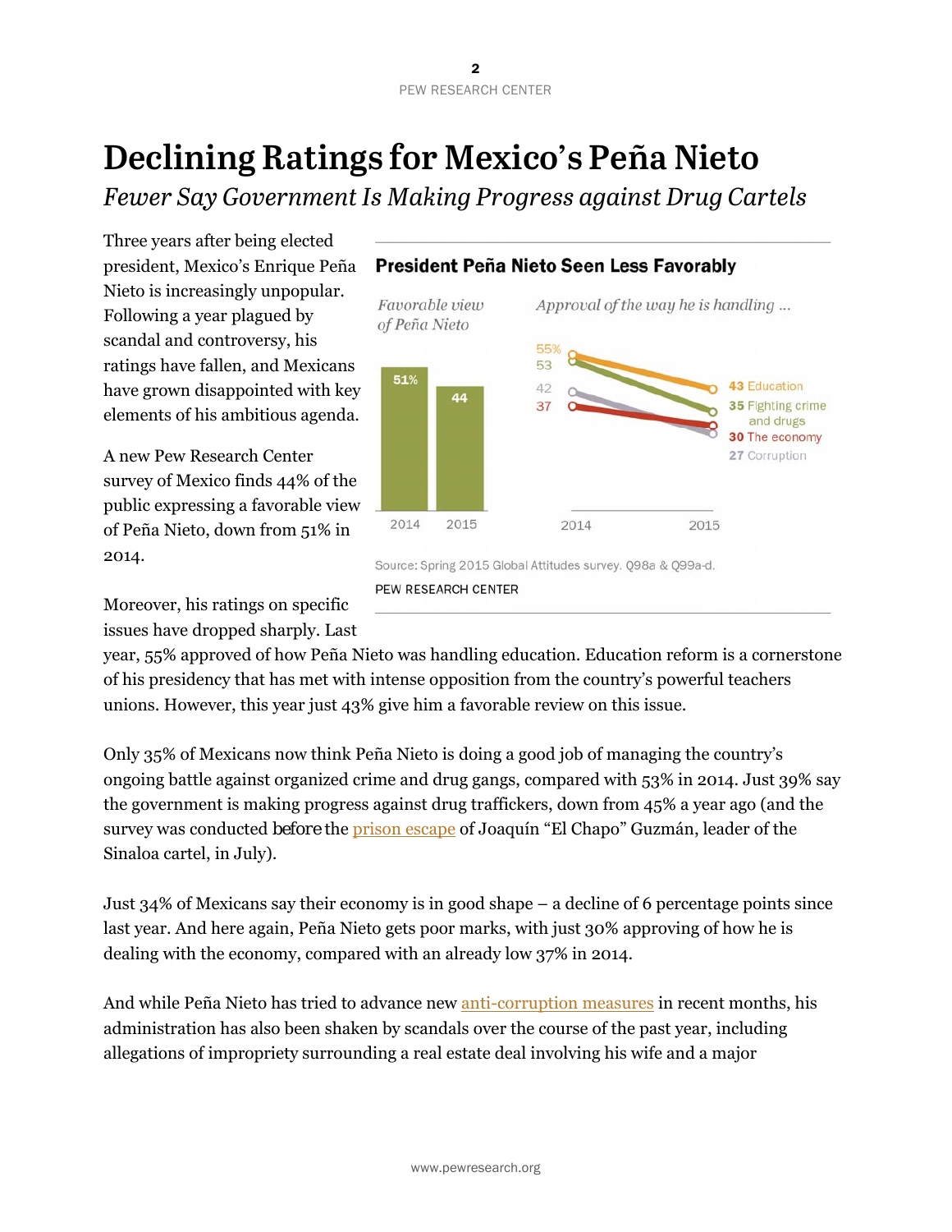# Declining Ratings for Mexico's Peña Nieto

*Fewer Say Government Is Making Progress against Drug Cartels*

Three years after being elected president, Mexico's Enrique Peña Nieto is increasingly unpopular. Following a year plagued by scandal and controversy, his ratings have fallen, and Mexicans have grown disappointed with key elements of his ambitious agenda.

A new Pew Research Center survey of Mexico finds 44% of the public expressing a favorable view of Peña Nieto, down from 51% in 2014.

**President Peña Nieto Seen Less Favorably**

*Favorable view of Peña Nieto*

| | 2014 | 2015 |
|---|---|---|
| Favorable view | 51% | 44 |

*Approval of the way he is handling ...*

| | 2014 | 2015 |
|---|---|---|
| Education | 55% | 43 |
| Fighting crime and drugs | 53 | 35 |
| The economy | 37 | 30 |
| Corruption | 42 | 27 |

Source: Spring 2015 Global Attitudes survey. Q98a & Q99a-d.

PEW RESEARCH CENTER

Moreover, his ratings on specific issues have dropped sharply. Last year, 55% approved of how Peña Nieto was handling education. Education reform is a cornerstone of his presidency that has met with intense opposition from the country's powerful teachers unions. However, this year just 43% give him a favorable review on this issue.

Only 35% of Mexicans now think Peña Nieto is doing a good job of managing the country's ongoing battle against organized crime and drug gangs, compared with 53% in 2014. Just 39% say the government is making progress against drug traffickers, down from 45% a year ago (and the survey was conducted *before* the prison escape of Joaquín "El Chapo" Guzmán, leader of the Sinaloa cartel, in July).

Just 34% of Mexicans say their economy is in good shape – a decline of 6 percentage points since last year. And here again, Peña Nieto gets poor marks, with just 30% approving of how he is dealing with the economy, compared with an already low 37% in 2014.

And while Peña Nieto has tried to advance new anti-corruption measures in recent months, his administration has also been shaken by scandals over the course of the past year, including allegations of impropriety surrounding a real estate deal involving his wife and a major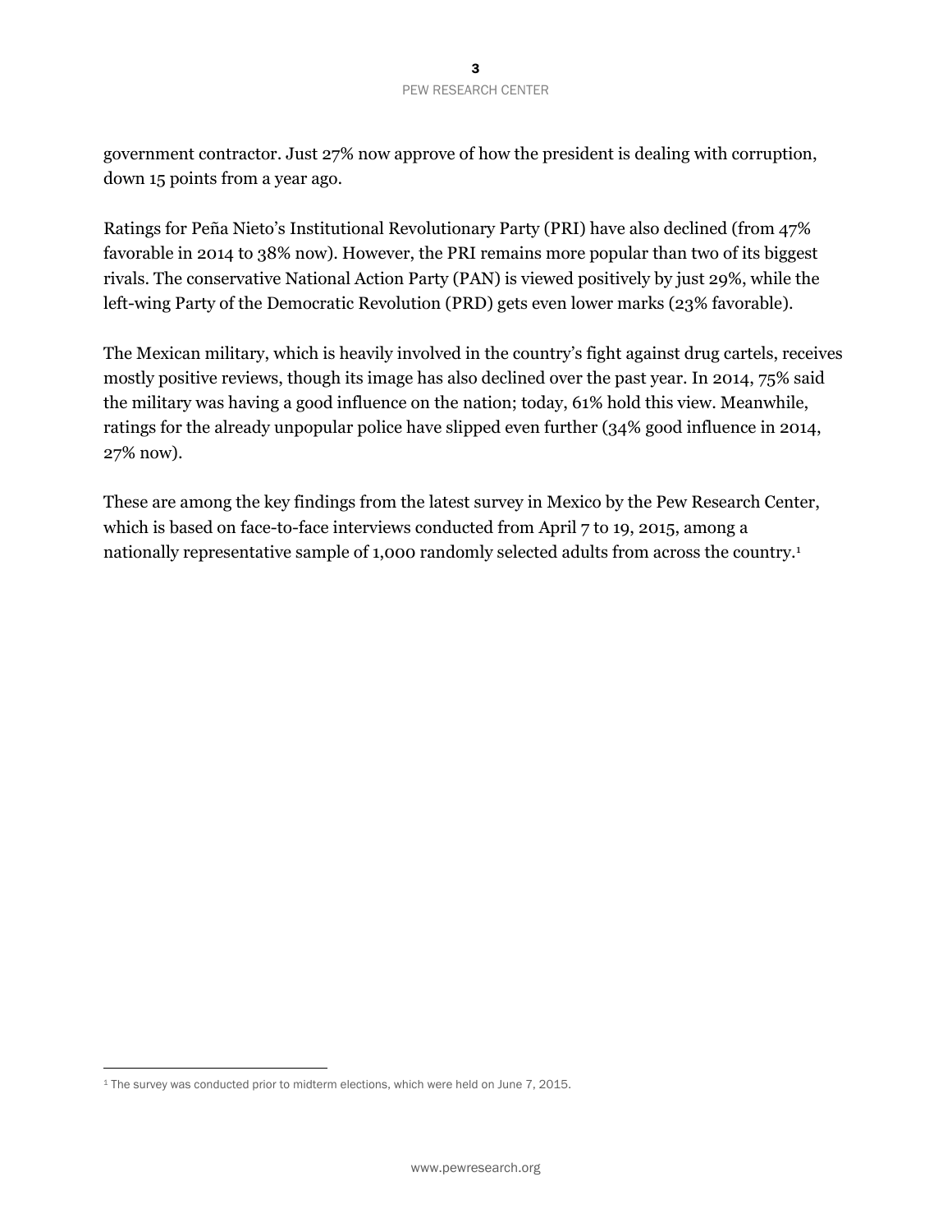government contractor. Just 27% now approve of how the president is dealing with corruption, down 15 points from a year ago.

Ratings for Peña Nieto's Institutional Revolutionary Party (PRI) have also declined (from 47% favorable in 2014 to 38% now). However, the PRI remains more popular than two of its biggest rivals. The conservative National Action Party (PAN) is viewed positively by just 29%, while the left-wing Party of the Democratic Revolution (PRD) gets even lower marks (23% favorable).

The Mexican military, which is heavily involved in the country's fight against drug cartels, receives mostly positive reviews, though its image has also declined over the past year. In 2014, 75% said the military was having a good influence on the nation; today, 61% hold this view. Meanwhile, ratings for the already unpopular police have slipped even further (34% good influence in 2014, 27% now).

These are among the key findings from the latest survey in Mexico by the Pew Research Center, which is based on face-to-face interviews conducted from April 7 to 19, 2015, among a nationally representative sample of 1,000 randomly selected adults from across the country.[1]

[1] The survey was conducted prior to midterm elections, which were held on June 7, 2015.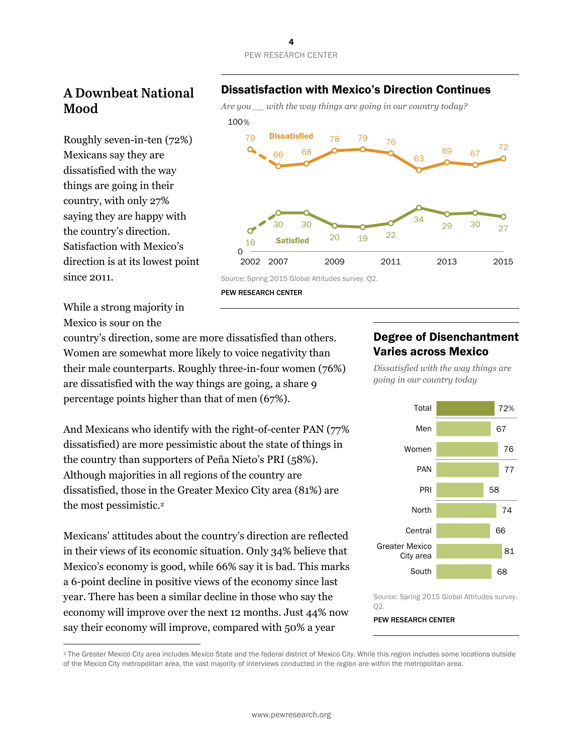## A Downbeat National Mood

Roughly seven-in-ten (72%) Mexicans say they are dissatisfied with the way things are going in their country, with only 27% saying they are happy with the country's direction. Satisfaction with Mexico's direction is at its lowest point since 2011.

### Dissatisfaction with Mexico's Direction Continues

*Are you __ with the way things are going in our country today?*

| | 2002 | 2007 | 2008 | 2009 | 2010 | 2011 | 2012 | 2013 | 2014 | 2015 |
|---|---|---|---|---|---|---|---|---|---|---|
| Dissatisfied | 79 | 66 | 68 | 78 | 79 | 76 | 63 | 69 | 67 | 72 |
| Satisfied | 16 | 30 | 30 | 20 | 19 | 22 | 34 | 29 | 30 | 27 |

Source: Spring 2015 Global Attitudes survey. Q2.

PEW RESEARCH CENTER

While a strong majority in Mexico is sour on the country's direction, some are more dissatisfied than others. Women are somewhat more likely to voice negativity than their male counterparts. Roughly three-in-four women (76%) are dissatisfied with the way things are going, a share 9 percentage points higher than that of men (67%).

And Mexicans who identify with the right-of-center PAN (77% dissatisfied) are more pessimistic about the state of things in the country than supporters of Peña Nieto's PRI (58%). Although majorities in all regions of the country are dissatisfied, those in the Greater Mexico City area (81%) are the most pessimistic.[2]

### Degree of Disenchantment Varies across Mexico

*Dissatisfied with the way things are going in our country today*

| | % |
|---|---|
| Total | 72% |
| Men | 67 |
| Women | 76 |
| PAN | 77 |
| PRI | 58 |
| North | 74 |
| Central | 66 |
| Greater Mexico City area | 81 |
| South | 68 |

Source: Spring 2015 Global Attitudes survey. Q2.

PEW RESEARCH CENTER

Mexicans' attitudes about the country's direction are reflected in their views of its economic situation. Only 34% believe that Mexico's economy is good, while 66% say it is bad. This marks a 6-point decline in positive views of the economy since last year. There has been a similar decline in those who say the economy will improve over the next 12 months. Just 44% now say their economy will improve, compared with 50% a year

[2] The Greater Mexico City area includes Mexico State and the federal district of Mexico City. While this region includes some locations outside of the Mexico City metropolitan area, the vast majority of interviews conducted in the region are within the metropolitan area.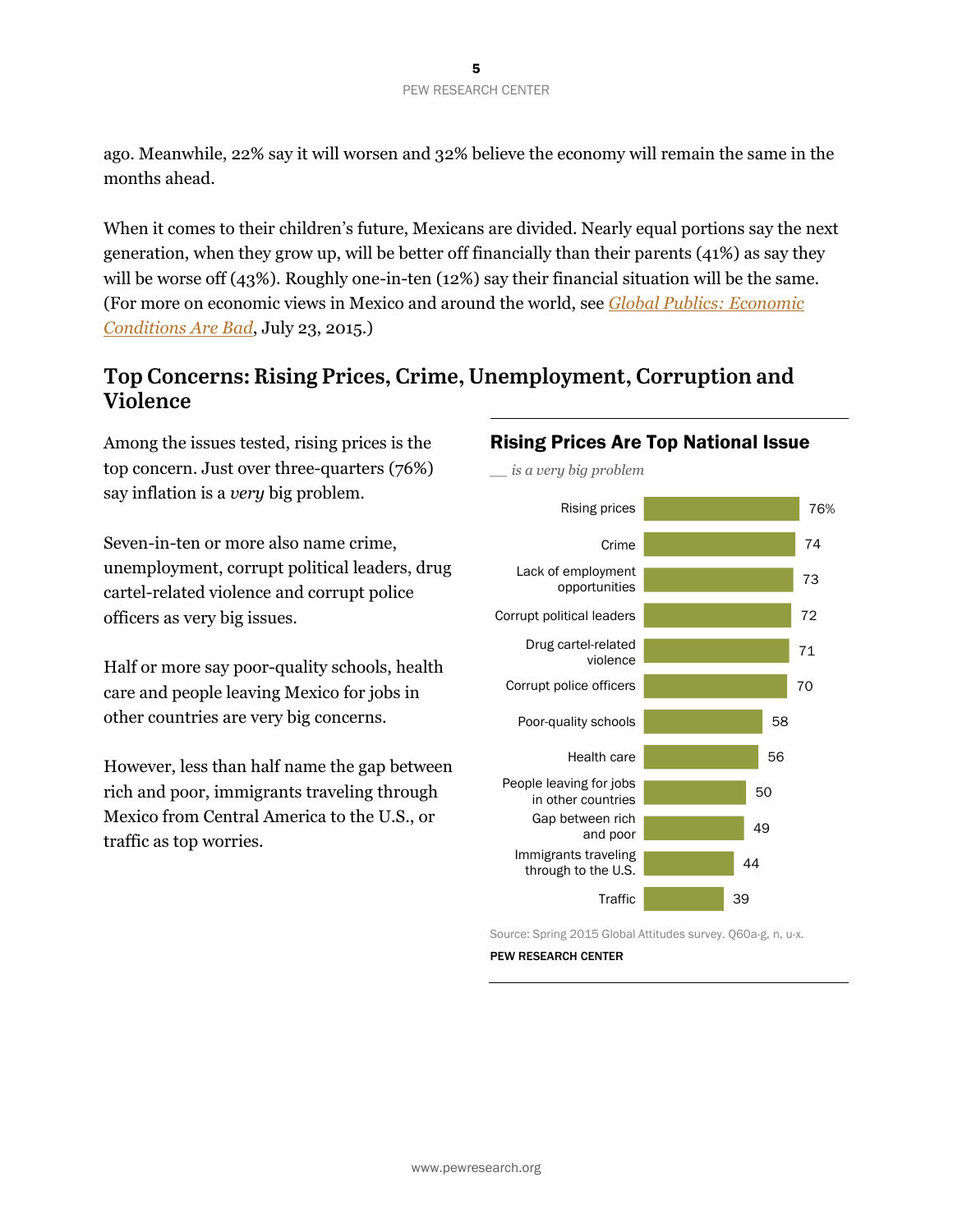ago. Meanwhile, 22% say it will worsen and 32% believe the economy will remain the same in the months ahead.

When it comes to their children's future, Mexicans are divided. Nearly equal portions say the next generation, when they grow up, will be better off financially than their parents (41%) as say they will be worse off (43%). Roughly one-in-ten (12%) say their financial situation will be the same. (For more on economic views in Mexico and around the world, see *Global Publics: Economic Conditions Are Bad*, July 23, 2015.)

## Top Concerns: Rising Prices, Crime, Unemployment, Corruption and Violence

Among the issues tested, rising prices is the top concern. Just over three-quarters (76%) say inflation is a *very* big problem.

Seven-in-ten or more also name crime, unemployment, corrupt political leaders, drug cartel-related violence and corrupt police officers as very big issues.

Half or more say poor-quality schools, health care and people leaving Mexico for jobs in other countries are very big concerns.

However, less than half name the gap between rich and poor, immigrants traveling through Mexico from Central America to the U.S., or traffic as top worries.

### Rising Prices Are Top National Issue

*__ is a very big problem*

| Issue | % |
|---|---|
| Rising prices | 76% |
| Crime | 74 |
| Lack of employment opportunities | 73 |
| Corrupt political leaders | 72 |
| Drug cartel-related violence | 71 |
| Corrupt police officers | 70 |
| Poor-quality schools | 58 |
| Health care | 56 |
| People leaving for jobs in other countries | 50 |
| Gap between rich and poor | 49 |
| Immigrants traveling through to the U.S. | 44 |
| Traffic | 39 |

Source: Spring 2015 Global Attitudes survey. Q60a-g, n, u-x.

PEW RESEARCH CENTER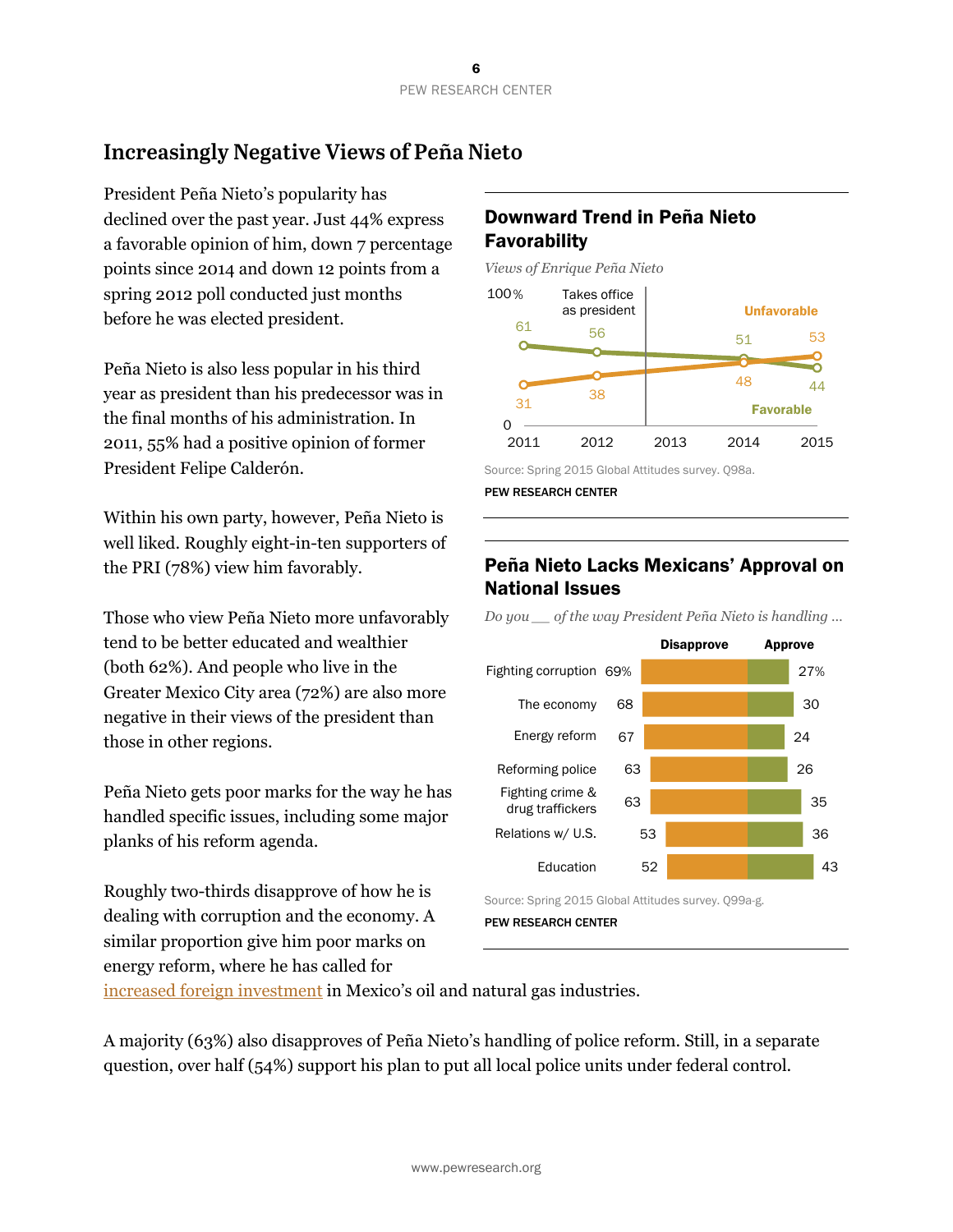## Increasingly Negative Views of Peña Nieto

President Peña Nieto's popularity has declined over the past year. Just 44% express a favorable opinion of him, down 7 percentage points since 2014 and down 12 points from a spring 2012 poll conducted just months before he was elected president.

Peña Nieto is also less popular in his third year as president than his predecessor was in the final months of his administration. In 2011, 55% had a positive opinion of former President Felipe Calderón.

Within his own party, however, Peña Nieto is well liked. Roughly eight-in-ten supporters of the PRI (78%) view him favorably.

Those who view Peña Nieto more unfavorably tend to be better educated and wealthier (both 62%). And people who live in the Greater Mexico City area (72%) are also more negative in their views of the president than those in other regions.

Peña Nieto gets poor marks for the way he has handled specific issues, including some major planks of his reform agenda.

Roughly two-thirds disapprove of how he is dealing with corruption and the economy. A similar proportion give him poor marks on energy reform, where he has called for increased foreign investment in Mexico's oil and natural gas industries.

A majority (63%) also disapproves of Peña Nieto's handling of police reform. Still, in a separate question, over half (54%) support his plan to put all local police units under federal control.

### Downward Trend in Peña Nieto Favorability

*Views of Enrique Peña Nieto*

| | 2011 | 2012 | 2014 | 2015 |
|---|---|---|---|---|
| Favorable | 61 | 56 | 51 | 44 |
| Unfavorable | 31 | 38 | 48 | 53 |

Takes office as president (2012–2013)

Source: Spring 2015 Global Attitudes survey. Q98a.

PEW RESEARCH CENTER

### Peña Nieto Lacks Mexicans' Approval on National Issues

*Do you __ of the way President Peña Nieto is handling …*

| | Disapprove | Approve |
|---|---|---|
| Fighting corruption | 69% | 27% |
| The economy | 68 | 30 |
| Energy reform | 67 | 24 |
| Reforming police | 63 | 26 |
| Fighting crime & drug traffickers | 63 | 35 |
| Relations w/ U.S. | 53 | 36 |
| Education | 52 | 43 |

Source: Spring 2015 Global Attitudes survey. Q99a-g.

PEW RESEARCH CENTER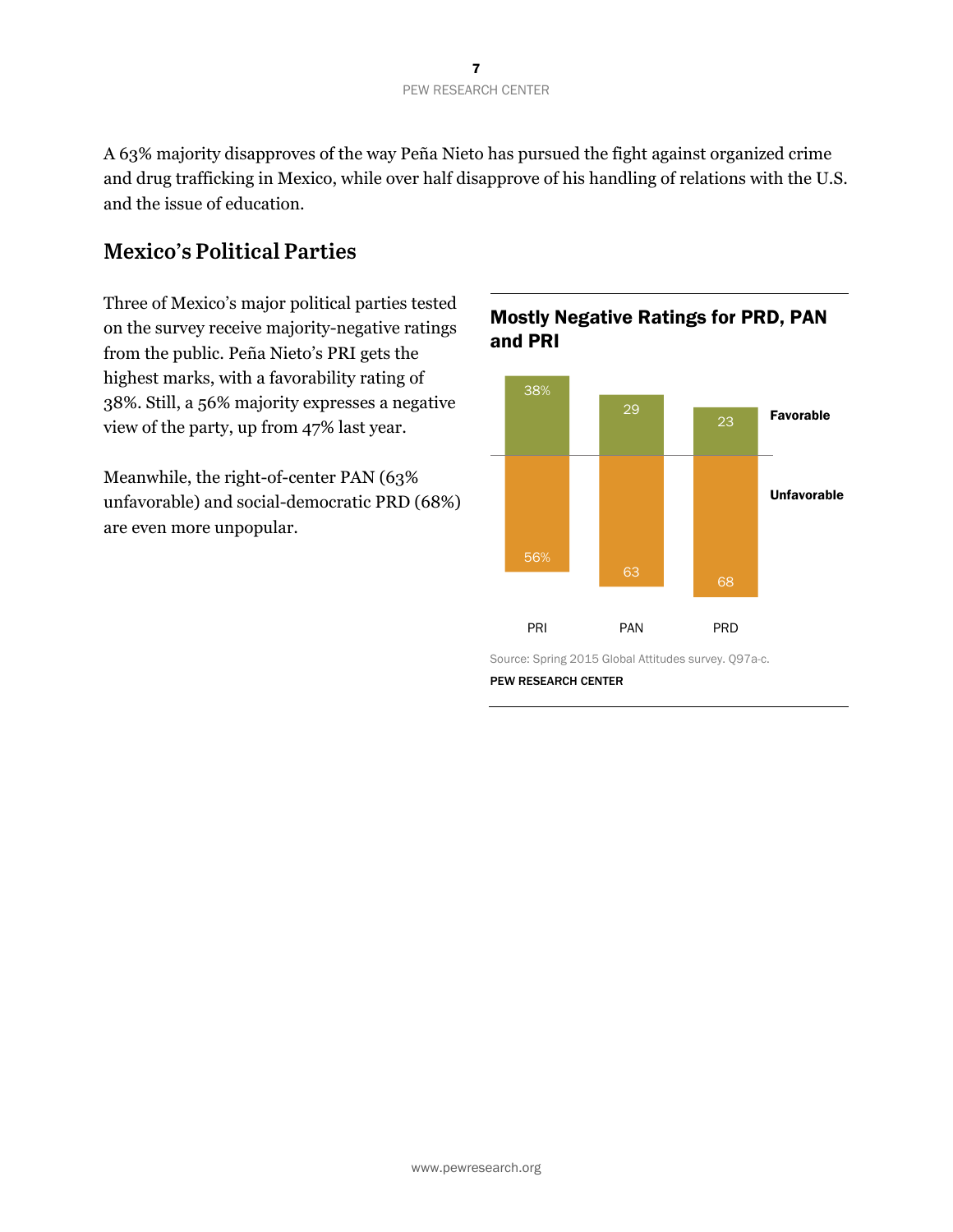A 63% majority disapproves of the way Peña Nieto has pursued the fight against organized crime and drug trafficking in Mexico, while over half disapprove of his handling of relations with the U.S. and the issue of education.

## Mexico's Political Parties

Three of Mexico's major political parties tested on the survey receive majority-negative ratings from the public. Peña Nieto's PRI gets the highest marks, with a favorability rating of 38%. Still, a 56% majority expresses a negative view of the party, up from 47% last year.

Meanwhile, the right-of-center PAN (63% unfavorable) and social-democratic PRD (68%) are even more unpopular.

### Mostly Negative Ratings for PRD, PAN and PRI

| | PRI | PAN | PRD |
|---|---|---|---|
| Favorable | 38% | 29 | 23 |
| Unfavorable | 56% | 63 | 68 |

Source: Spring 2015 Global Attitudes survey. Q97a-c.

PEW RESEARCH CENTER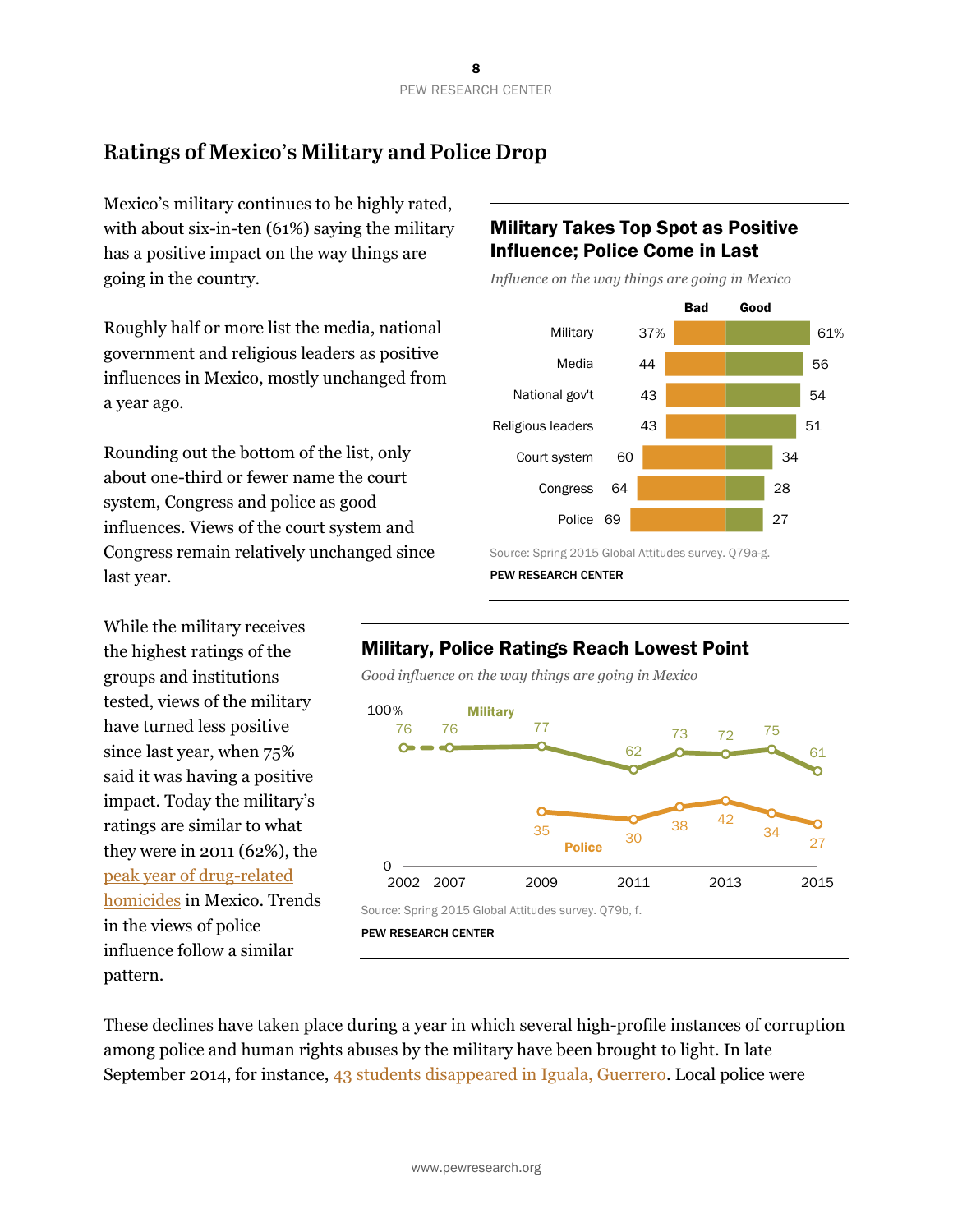## Ratings of Mexico's Military and Police Drop

Mexico's military continues to be highly rated, with about six-in-ten (61%) saying the military has a positive impact on the way things are going in the country.

Roughly half or more list the media, national government and religious leaders as positive influences in Mexico, mostly unchanged from a year ago.

Rounding out the bottom of the list, only about one-third or fewer name the court system, Congress and police as good influences. Views of the court system and Congress remain relatively unchanged since last year.

### Military Takes Top Spot as Positive Influence; Police Come in Last

*Influence on the way things are going in Mexico*

| | Bad | Good |
|---|---|---|
| Military | 37% | 61% |
| Media | 44 | 56 |
| National gov't | 43 | 54 |
| Religious leaders | 43 | 51 |
| Court system | 60 | 34 |
| Congress | 64 | 28 |
| Police | 69 | 27 |

Source: Spring 2015 Global Attitudes survey. Q79a-g.

PEW RESEARCH CENTER

While the military receives the highest ratings of the groups and institutions tested, views of the military have turned less positive since last year, when 75% said it was having a positive impact. Today the military's ratings are similar to what they were in 2011 (62%), the peak year of drug-related homicides in Mexico. Trends in the views of police influence follow a similar pattern.

### Military, Police Ratings Reach Lowest Point

*Good influence on the way things are going in Mexico*

| | 2002 | 2007 | 2009 | 2011 | 2012 | 2013 | 2014 | 2015 |
|---|---|---|---|---|---|---|---|---|
| Military | 76 | 76 | 77 | 62 | 73 | 72 | 75 | 61 |
| Police | | | 35 | 30 | 38 | 42 | 34 | 27 |

Source: Spring 2015 Global Attitudes survey. Q79b, f.

PEW RESEARCH CENTER

These declines have taken place during a year in which several high-profile instances of corruption among police and human rights abuses by the military have been brought to light. In late September 2014, for instance, 43 students disappeared in Iguala, Guerrero. Local police were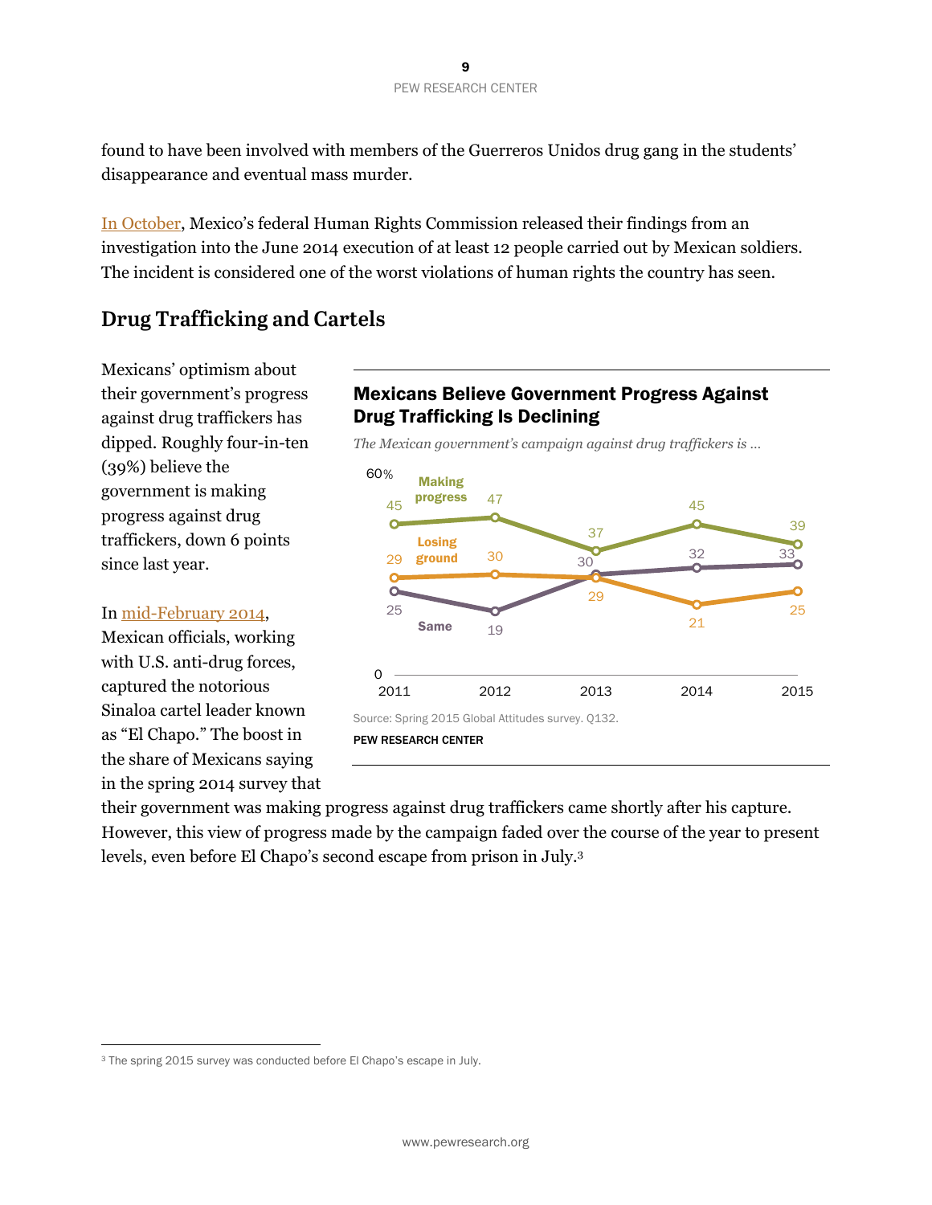found to have been involved with members of the Guerreros Unidos drug gang in the students' disappearance and eventual mass murder.

In October, Mexico's federal Human Rights Commission released their findings from an investigation into the June 2014 execution of at least 12 people carried out by Mexican soldiers. The incident is considered one of the worst violations of human rights the country has seen.

## Drug Trafficking and Cartels

Mexicans' optimism about their government's progress against drug traffickers has dipped. Roughly four-in-ten (39%) believe the government is making progress against drug traffickers, down 6 points since last year.

**Mexicans Believe Government Progress Against Drug Trafficking Is Declining**

*The Mexican government's campaign against drug traffickers is …*

| | 2011 | 2012 | 2013 | 2014 | 2015 |
|---|---|---|---|---|---|
| Making progress | 45 | 47 | 37 | 45 | 39 |
| Losing ground | 29 | 30 | 29 | 21 | 25 |
| Same | 25 | 19 | 30 | 32 | 33 |

Source: Spring 2015 Global Attitudes survey. Q132.

PEW RESEARCH CENTER

In mid-February 2014, Mexican officials, working with U.S. anti-drug forces, captured the notorious Sinaloa cartel leader known as "El Chapo." The boost in the share of Mexicans saying in the spring 2014 survey that their government was making progress against drug traffickers came shortly after his capture. However, this view of progress made by the campaign faded over the course of the year to present levels, even before El Chapo's second escape from prison in July.[3]

[3] The spring 2015 survey was conducted before El Chapo's escape in July.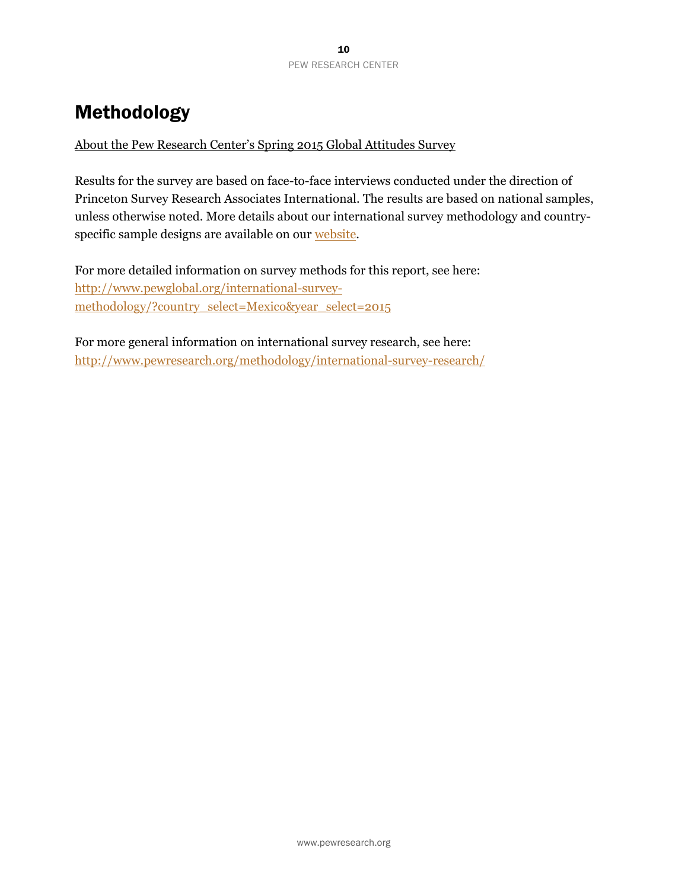# Methodology

About the Pew Research Center's Spring 2015 Global Attitudes Survey

Results for the survey are based on face-to-face interviews conducted under the direction of Princeton Survey Research Associates International. The results are based on national samples, unless otherwise noted. More details about our international survey methodology and country-specific sample designs are available on our website.

For more detailed information on survey methods for this report, see here: http://www.pewglobal.org/international-survey-methodology/?country_select=Mexico&year_select=2015

For more general information on international survey research, see here: http://www.pewresearch.org/methodology/international-survey-research/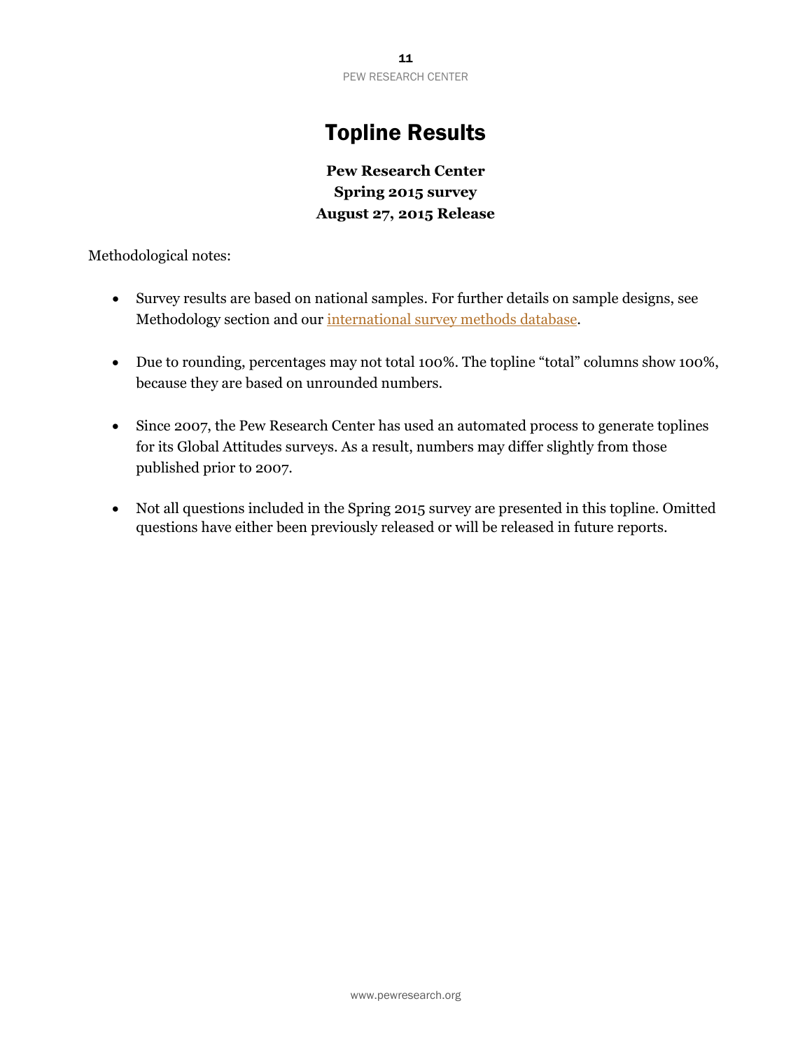# Topline Results

**Pew Research Center**
**Spring 2015 survey**
**August 27, 2015 Release**

Methodological notes:

- Survey results are based on national samples. For further details on sample designs, see Methodology section and our international survey methods database.

- Due to rounding, percentages may not total 100%. The topline "total" columns show 100%, because they are based on unrounded numbers.

- Since 2007, the Pew Research Center has used an automated process to generate toplines for its Global Attitudes surveys. As a result, numbers may differ slightly from those published prior to 2007.

- Not all questions included in the Spring 2015 survey are presented in this topline. Omitted questions have either been previously released or will be released in future reports.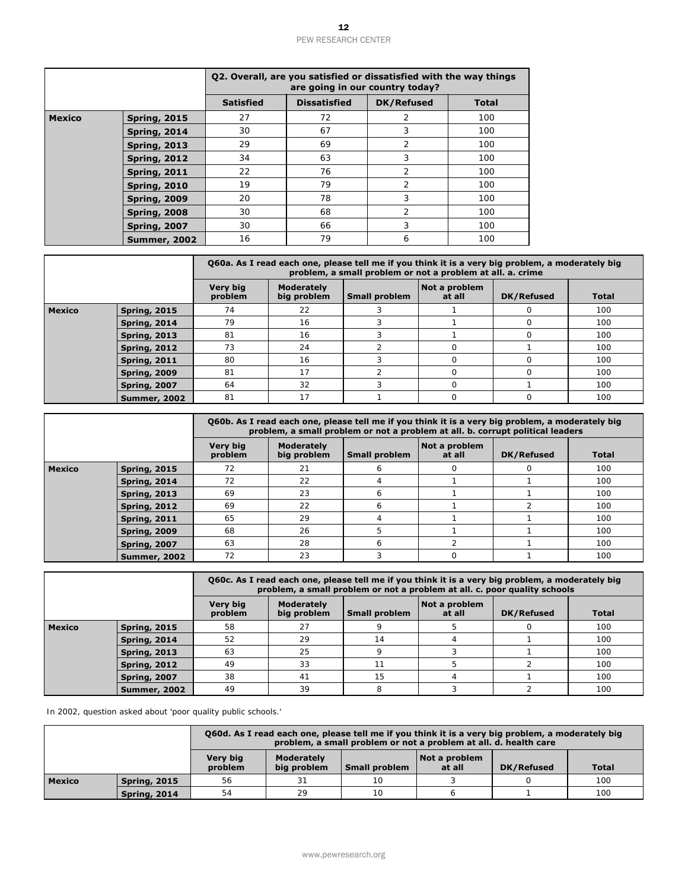| | | Q2. Overall, are you satisfied or dissatisfied with the way things are going in our country today? | | | |
|---|---|---|---|---|---|
| | | Satisfied | Dissatisfied | DK/Refused | Total |
| Mexico | Spring, 2015 | 27 | 72 | 2 | 100 |
| | Spring, 2014 | 30 | 67 | 3 | 100 |
| | Spring, 2013 | 29 | 69 | 2 | 100 |
| | Spring, 2012 | 34 | 63 | 3 | 100 |
| | Spring, 2011 | 22 | 76 | 2 | 100 |
| | Spring, 2010 | 19 | 79 | 2 | 100 |
| | Spring, 2009 | 20 | 78 | 3 | 100 |
| | Spring, 2008 | 30 | 68 | 2 | 100 |
| | Spring, 2007 | 30 | 66 | 3 | 100 |
| | Summer, 2002 | 16 | 79 | 6 | 100 |

| | | Q60a. As I read each one, please tell me if you think it is a very big problem, a moderately big problem, a small problem or not a problem at all. a. crime | | | | | |
|---|---|---|---|---|---|---|---|
| | | Very big problem | Moderately big problem | Small problem | Not a problem at all | DK/Refused | Total |
| Mexico | Spring, 2015 | 74 | 22 | 3 | 1 | 0 | 100 |
| | Spring, 2014 | 79 | 16 | 3 | 1 | 0 | 100 |
| | Spring, 2013 | 81 | 16 | 3 | 1 | 0 | 100 |
| | Spring, 2012 | 73 | 24 | 2 | 0 | 1 | 100 |
| | Spring, 2011 | 80 | 16 | 3 | 0 | 0 | 100 |
| | Spring, 2009 | 81 | 17 | 2 | 0 | 0 | 100 |
| | Spring, 2007 | 64 | 32 | 3 | 0 | 1 | 100 |
| | Summer, 2002 | 81 | 17 | 1 | 0 | 0 | 100 |

| | | Q60b. As I read each one, please tell me if you think it is a very big problem, a moderately big problem, a small problem or not a problem at all. b. corrupt political leaders | | | | | |
|---|---|---|---|---|---|---|---|
| | | Very big problem | Moderately big problem | Small problem | Not a problem at all | DK/Refused | Total |
| Mexico | Spring, 2015 | 72 | 21 | 6 | 0 | 0 | 100 |
| | Spring, 2014 | 72 | 22 | 4 | 1 | 1 | 100 |
| | Spring, 2013 | 69 | 23 | 6 | 1 | 1 | 100 |
| | Spring, 2012 | 69 | 22 | 6 | 1 | 2 | 100 |
| | Spring, 2011 | 65 | 29 | 4 | 1 | 1 | 100 |
| | Spring, 2009 | 68 | 26 | 5 | 1 | 1 | 100 |
| | Spring, 2007 | 63 | 28 | 6 | 2 | 1 | 100 |
| | Summer, 2002 | 72 | 23 | 3 | 0 | 1 | 100 |

| | | Q60c. As I read each one, please tell me if you think it is a very big problem, a moderately big problem, a small problem or not a problem at all. c. poor quality schools | | | | | |
|---|---|---|---|---|---|---|---|
| | | Very big problem | Moderately big problem | Small problem | Not a problem at all | DK/Refused | Total |
| Mexico | Spring, 2015 | 58 | 27 | 9 | 5 | 0 | 100 |
| | Spring, 2014 | 52 | 29 | 14 | 4 | 1 | 100 |
| | Spring, 2013 | 63 | 25 | 9 | 3 | 1 | 100 |
| | Spring, 2012 | 49 | 33 | 11 | 5 | 2 | 100 |
| | Spring, 2007 | 38 | 41 | 15 | 4 | 1 | 100 |
| | Summer, 2002 | 49 | 39 | 8 | 3 | 2 | 100 |

In 2002, question asked about 'poor quality public schools.'

| | | Q60d. As I read each one, please tell me if you think it is a very big problem, a moderately big problem, a small problem or not a problem at all. d. health care | | | | | |
|---|---|---|---|---|---|---|---|
| | | Very big problem | Moderately big problem | Small problem | Not a problem at all | DK/Refused | Total |
| Mexico | Spring, 2015 | 56 | 31 | 10 | 3 | 0 | 100 |
| | Spring, 2014 | 54 | 29 | 10 | 6 | 1 | 100 |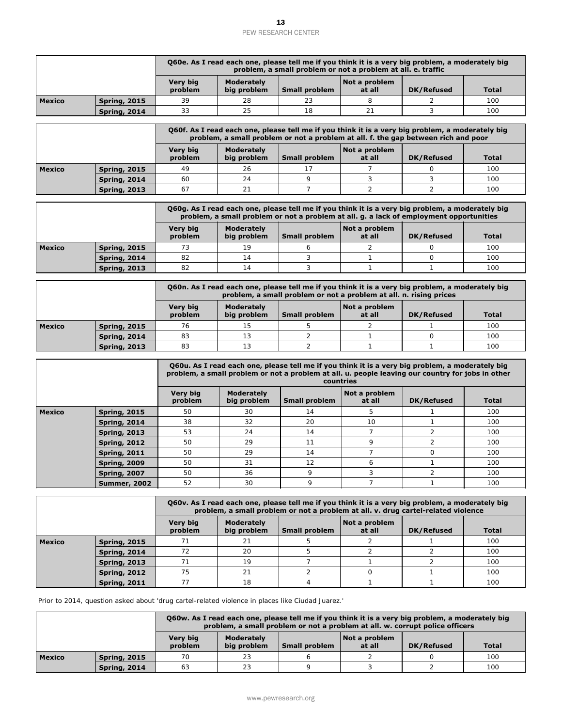| | | Q60e. As I read each one, please tell me if you think it is a very big problem, a moderately big problem, a small problem or not a problem at all. e. traffic | | | | | |
|---|---|---|---|---|---|---|---|
| | | Very big problem | Moderately big problem | Small problem | Not a problem at all | DK/Refused | Total |
| Mexico | Spring, 2015 | 39 | 28 | 23 | 8 | 2 | 100 |
| | Spring, 2014 | 33 | 25 | 18 | 21 | 3 | 100 |

| | | Q60f. As I read each one, please tell me if you think it is a very big problem, a moderately big problem, a small problem or not a problem at all. f. the gap between rich and poor | | | | | |
|---|---|---|---|---|---|---|---|
| | | Very big problem | Moderately big problem | Small problem | Not a problem at all | DK/Refused | Total |
| Mexico | Spring, 2015 | 49 | 26 | 17 | 7 | 0 | 100 |
| | Spring, 2014 | 60 | 24 | 9 | 3 | 3 | 100 |
| | Spring, 2013 | 67 | 21 | 7 | 2 | 2 | 100 |

| | | Q60g. As I read each one, please tell me if you think it is a very big problem, a moderately big problem, a small problem or not a problem at all. g. a lack of employment opportunities | | | | | |
|---|---|---|---|---|---|---|---|
| | | Very big problem | Moderately big problem | Small problem | Not a problem at all | DK/Refused | Total |
| Mexico | Spring, 2015 | 73 | 19 | 6 | 2 | 0 | 100 |
| | Spring, 2014 | 82 | 14 | 3 | 1 | 0 | 100 |
| | Spring, 2013 | 82 | 14 | 3 | 1 | 1 | 100 |

| | | Q60n. As I read each one, please tell me if you think it is a very big problem, a moderately big problem, a small problem or not a problem at all. n. rising prices | | | | | |
|---|---|---|---|---|---|---|---|
| | | Very big problem | Moderately big problem | Small problem | Not a problem at all | DK/Refused | Total |
| Mexico | Spring, 2015 | 76 | 15 | 5 | 2 | 1 | 100 |
| | Spring, 2014 | 83 | 13 | 2 | 1 | 0 | 100 |
| | Spring, 2013 | 83 | 13 | 2 | 1 | 1 | 100 |

| | | Q60u. As I read each one, please tell me if you think it is a very big problem, a moderately big problem, a small problem or not a problem at all. u. people leaving our country for jobs in other countries | | | | | |
|---|---|---|---|---|---|---|---|
| | | Very big problem | Moderately big problem | Small problem | Not a problem at all | DK/Refused | Total |
| Mexico | Spring, 2015 | 50 | 30 | 14 | 5 | 1 | 100 |
| | Spring, 2014 | 38 | 32 | 20 | 10 | 1 | 100 |
| | Spring, 2013 | 53 | 24 | 14 | 7 | 2 | 100 |
| | Spring, 2012 | 50 | 29 | 11 | 9 | 2 | 100 |
| | Spring, 2011 | 50 | 29 | 14 | 7 | 0 | 100 |
| | Spring, 2009 | 50 | 31 | 12 | 6 | 1 | 100 |
| | Spring, 2007 | 50 | 36 | 9 | 3 | 2 | 100 |
| | Summer, 2002 | 52 | 30 | 9 | 7 | 1 | 100 |

| | | Q60v. As I read each one, please tell me if you think it is a very big problem, a moderately big problem, a small problem or not a problem at all. v. drug cartel-related violence | | | | | |
|---|---|---|---|---|---|---|---|
| | | Very big problem | Moderately big problem | Small problem | Not a problem at all | DK/Refused | Total |
| Mexico | Spring, 2015 | 71 | 21 | 5 | 2 | 1 | 100 |
| | Spring, 2014 | 72 | 20 | 5 | 2 | 2 | 100 |
| | Spring, 2013 | 71 | 19 | 7 | 1 | 2 | 100 |
| | Spring, 2012 | 75 | 21 | 2 | 0 | 1 | 100 |
| | Spring, 2011 | 77 | 18 | 4 | 1 | 1 | 100 |

Prior to 2014, question asked about 'drug cartel-related violence in places like Ciudad Juarez.'

| | | Q60w. As I read each one, please tell me if you think it is a very big problem, a moderately big problem, a small problem or not a problem at all. w. corrupt police officers | | | | | |
|---|---|---|---|---|---|---|---|
| | | Very big problem | Moderately big problem | Small problem | Not a problem at all | DK/Refused | Total |
| Mexico | Spring, 2015 | 70 | 23 | 6 | 2 | 0 | 100 |
| | Spring, 2014 | 63 | 23 | 9 | 3 | 2 | 100 |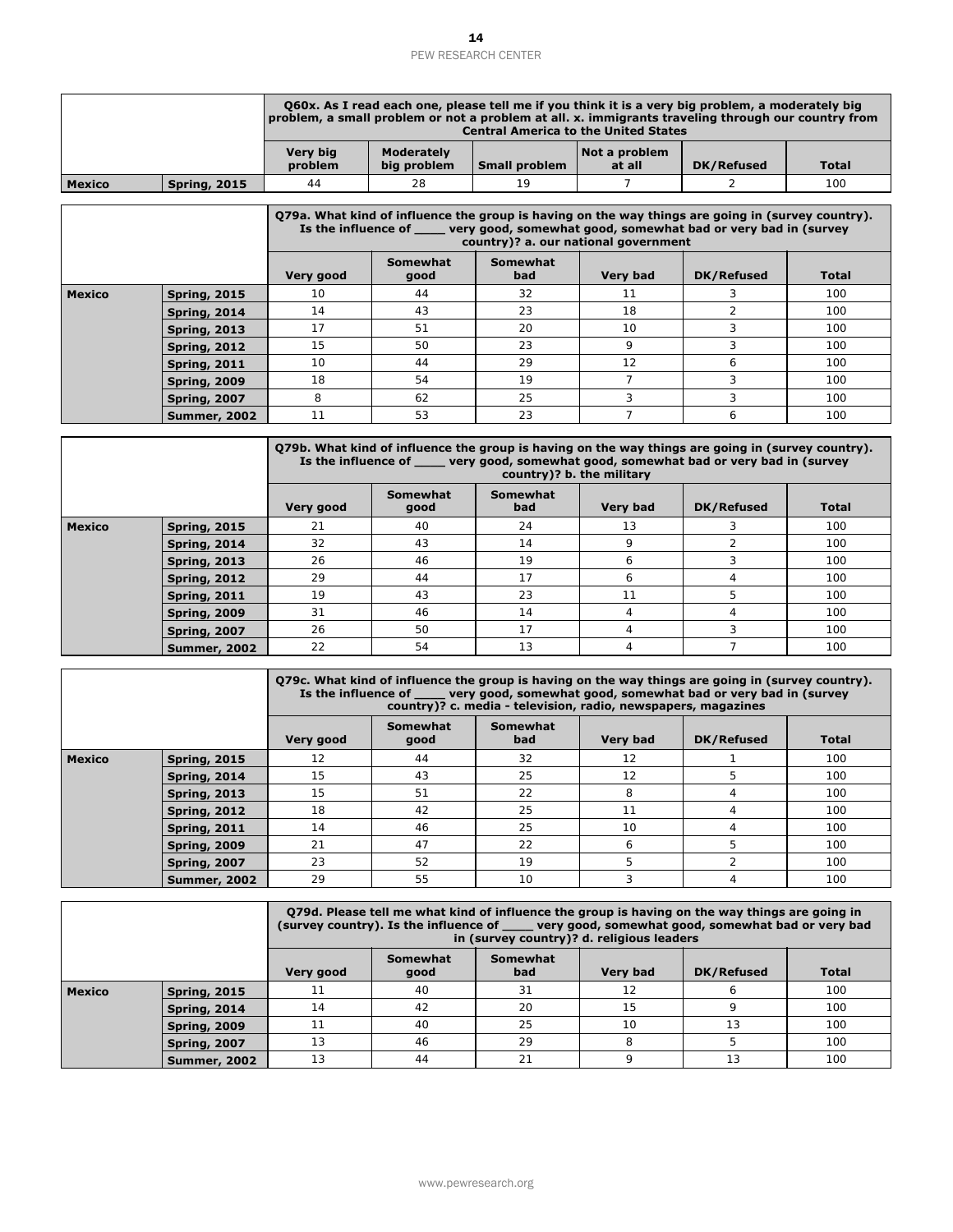| | | Q60x. As I read each one, please tell me if you think it is a very big problem, a moderately big problem, a small problem or not a problem at all. x. immigrants traveling through our country from Central America to the United States | | | | | |
|---|---|---|---|---|---|---|---|
| | | Very big problem | Moderately big problem | Small problem | Not a problem at all | DK/Refused | Total |
| **Mexico** | **Spring, 2015** | 44 | 28 | 19 | 7 | 2 | 100 |

| | | Q79a. What kind of influence the group is having on the way things are going in (survey country). Is the influence of ____ very good, somewhat good, somewhat bad or very bad in (survey country)? a. our national government | | | | | |
|---|---|---|---|---|---|---|---|
| | | Very good | Somewhat good | Somewhat bad | Very bad | DK/Refused | Total |
| **Mexico** | **Spring, 2015** | 10 | 44 | 32 | 11 | 3 | 100 |
| | **Spring, 2014** | 14 | 43 | 23 | 18 | 2 | 100 |
| | **Spring, 2013** | 17 | 51 | 20 | 10 | 3 | 100 |
| | **Spring, 2012** | 15 | 50 | 23 | 9 | 3 | 100 |
| | **Spring, 2011** | 10 | 44 | 29 | 12 | 6 | 100 |
| | **Spring, 2009** | 18 | 54 | 19 | 7 | 3 | 100 |
| | **Spring, 2007** | 8 | 62 | 25 | 3 | 3 | 100 |
| | **Summer, 2002** | 11 | 53 | 23 | 7 | 6 | 100 |

| | | Q79b. What kind of influence the group is having on the way things are going in (survey country). Is the influence of ____ very good, somewhat good, somewhat bad or very bad in (survey country)? b. the military | | | | | |
|---|---|---|---|---|---|---|---|
| | | Very good | Somewhat good | Somewhat bad | Very bad | DK/Refused | Total |
| **Mexico** | **Spring, 2015** | 21 | 40 | 24 | 13 | 3 | 100 |
| | **Spring, 2014** | 32 | 43 | 14 | 9 | 2 | 100 |
| | **Spring, 2013** | 26 | 46 | 19 | 6 | 3 | 100 |
| | **Spring, 2012** | 29 | 44 | 17 | 6 | 4 | 100 |
| | **Spring, 2011** | 19 | 43 | 23 | 11 | 5 | 100 |
| | **Spring, 2009** | 31 | 46 | 14 | 4 | 4 | 100 |
| | **Spring, 2007** | 26 | 50 | 17 | 4 | 3 | 100 |
| | **Summer, 2002** | 22 | 54 | 13 | 4 | 7 | 100 |

| | | Q79c. What kind of influence the group is having on the way things are going in (survey country). Is the influence of ____ very good, somewhat good, somewhat bad or very bad in (survey country)? c. media - television, radio, newspapers, magazines | | | | | |
|---|---|---|---|---|---|---|---|
| | | Very good | Somewhat good | Somewhat bad | Very bad | DK/Refused | Total |
| **Mexico** | **Spring, 2015** | 12 | 44 | 32 | 12 | 1 | 100 |
| | **Spring, 2014** | 15 | 43 | 25 | 12 | 5 | 100 |
| | **Spring, 2013** | 15 | 51 | 22 | 8 | 4 | 100 |
| | **Spring, 2012** | 18 | 42 | 25 | 11 | 4 | 100 |
| | **Spring, 2011** | 14 | 46 | 25 | 10 | 4 | 100 |
| | **Spring, 2009** | 21 | 47 | 22 | 6 | 5 | 100 |
| | **Spring, 2007** | 23 | 52 | 19 | 5 | 2 | 100 |
| | **Summer, 2002** | 29 | 55 | 10 | 3 | 4 | 100 |

| | | Q79d. Please tell me what kind of influence the group is having on the way things are going in (survey country). Is the influence of ____ very good, somewhat good, somewhat bad or very bad in (survey country)? d. religious leaders | | | | | |
|---|---|---|---|---|---|---|---|
| | | Very good | Somewhat good | Somewhat bad | Very bad | DK/Refused | Total |
| **Mexico** | **Spring, 2015** | 11 | 40 | 31 | 12 | 6 | 100 |
| | **Spring, 2014** | 14 | 42 | 20 | 15 | 9 | 100 |
| | **Spring, 2009** | 11 | 40 | 25 | 10 | 13 | 100 |
| | **Spring, 2007** | 13 | 46 | 29 | 8 | 5 | 100 |
| | **Summer, 2002** | 13 | 44 | 21 | 9 | 13 | 100 |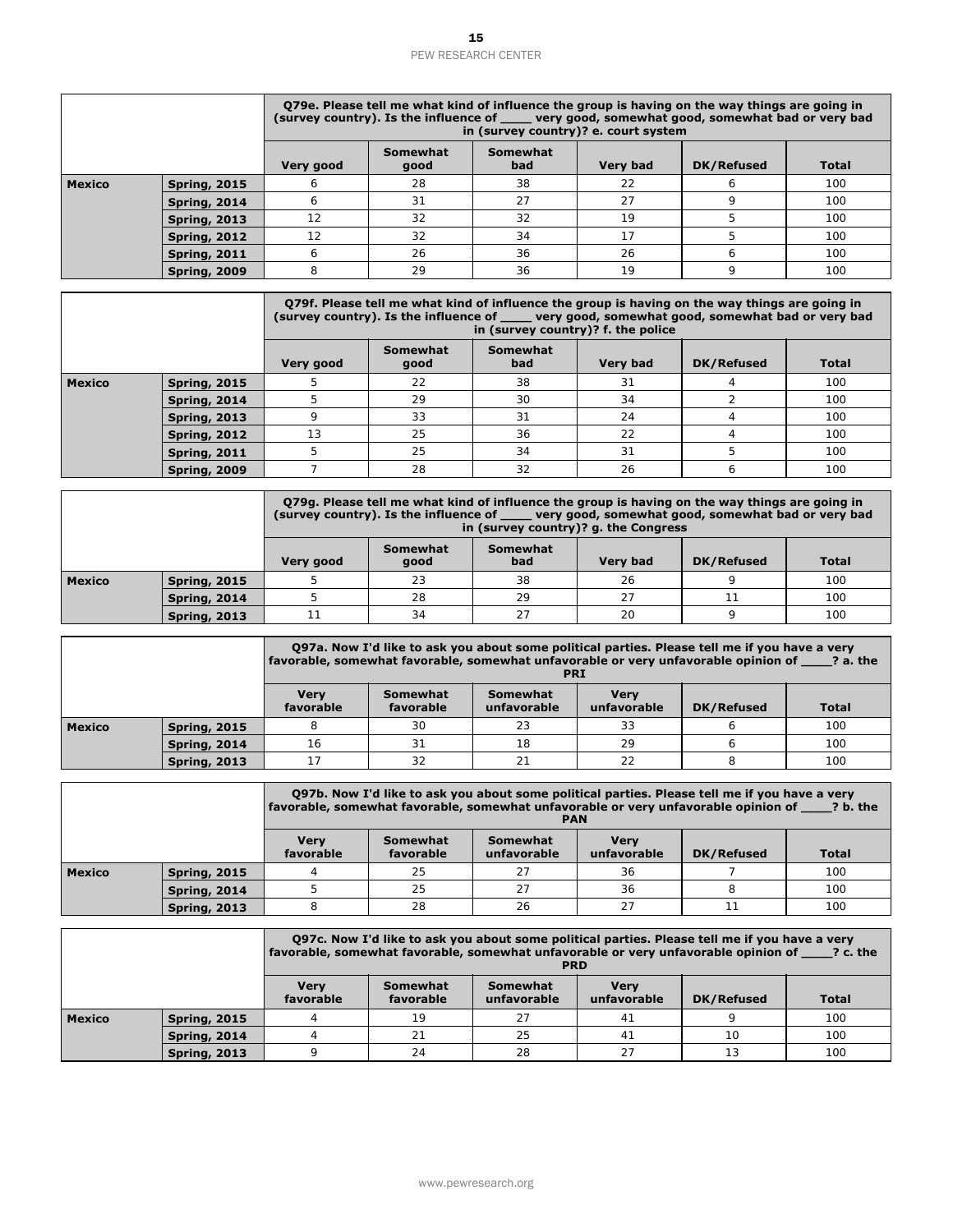| | | Q79e. Please tell me what kind of influence the group is having on the way things are going in (survey country). Is the influence of ____ very good, somewhat good, somewhat bad or very bad in (survey country)? e. court system | | | | | |
|---|---|---|---|---|---|---|---|
| | | Very good | Somewhat good | Somewhat bad | Very bad | DK/Refused | Total |
| Mexico | Spring, 2015 | 6 | 28 | 38 | 22 | 6 | 100 |
| | Spring, 2014 | 6 | 31 | 27 | 27 | 9 | 100 |
| | Spring, 2013 | 12 | 32 | 32 | 19 | 5 | 100 |
| | Spring, 2012 | 12 | 32 | 34 | 17 | 5 | 100 |
| | Spring, 2011 | 6 | 26 | 36 | 26 | 6 | 100 |
| | Spring, 2009 | 8 | 29 | 36 | 19 | 9 | 100 |

| | | Q79f. Please tell me what kind of influence the group is having on the way things are going in (survey country). Is the influence of ____ very good, somewhat good, somewhat bad or very bad in (survey country)? f. the police | | | | | |
|---|---|---|---|---|---|---|---|
| | | Very good | Somewhat good | Somewhat bad | Very bad | DK/Refused | Total |
| Mexico | Spring, 2015 | 5 | 22 | 38 | 31 | 4 | 100 |
| | Spring, 2014 | 5 | 29 | 30 | 34 | 2 | 100 |
| | Spring, 2013 | 9 | 33 | 31 | 24 | 4 | 100 |
| | Spring, 2012 | 13 | 25 | 36 | 22 | 4 | 100 |
| | Spring, 2011 | 5 | 25 | 34 | 31 | 5 | 100 |
| | Spring, 2009 | 7 | 28 | 32 | 26 | 6 | 100 |

| | | Q79g. Please tell me what kind of influence the group is having on the way things are going in (survey country). Is the influence of ____ very good, somewhat good, somewhat bad or very bad in (survey country)? g. the Congress | | | | | |
|---|---|---|---|---|---|---|---|
| | | Very good | Somewhat good | Somewhat bad | Very bad | DK/Refused | Total |
| Mexico | Spring, 2015 | 5 | 23 | 38 | 26 | 9 | 100 |
| | Spring, 2014 | 5 | 28 | 29 | 27 | 11 | 100 |
| | Spring, 2013 | 11 | 34 | 27 | 20 | 9 | 100 |

| | | Q97a. Now I'd like to ask you about some political parties. Please tell me if you have a very favorable, somewhat favorable, somewhat unfavorable or very unfavorable opinion of ____? a. the PRI | | | | | |
|---|---|---|---|---|---|---|---|
| | | Very favorable | Somewhat favorable | Somewhat unfavorable | Very unfavorable | DK/Refused | Total |
| Mexico | Spring, 2015 | 8 | 30 | 23 | 33 | 6 | 100 |
| | Spring, 2014 | 16 | 31 | 18 | 29 | 6 | 100 |
| | Spring, 2013 | 17 | 32 | 21 | 22 | 8 | 100 |

| | | Q97b. Now I'd like to ask you about some political parties. Please tell me if you have a very favorable, somewhat favorable, somewhat unfavorable or very unfavorable opinion of ____? b. the PAN | | | | | |
|---|---|---|---|---|---|---|---|
| | | Very favorable | Somewhat favorable | Somewhat unfavorable | Very unfavorable | DK/Refused | Total |
| Mexico | Spring, 2015 | 4 | 25 | 27 | 36 | 7 | 100 |
| | Spring, 2014 | 5 | 25 | 27 | 36 | 8 | 100 |
| | Spring, 2013 | 8 | 28 | 26 | 27 | 11 | 100 |

| | | Q97c. Now I'd like to ask you about some political parties. Please tell me if you have a very favorable, somewhat favorable, somewhat unfavorable or very unfavorable opinion of ____? c. the PRD | | | | | |
|---|---|---|---|---|---|---|---|
| | | Very favorable | Somewhat favorable | Somewhat unfavorable | Very unfavorable | DK/Refused | Total |
| Mexico | Spring, 2015 | 4 | 19 | 27 | 41 | 9 | 100 |
| | Spring, 2014 | 4 | 21 | 25 | 41 | 10 | 100 |
| | Spring, 2013 | 9 | 24 | 28 | 27 | 13 | 100 |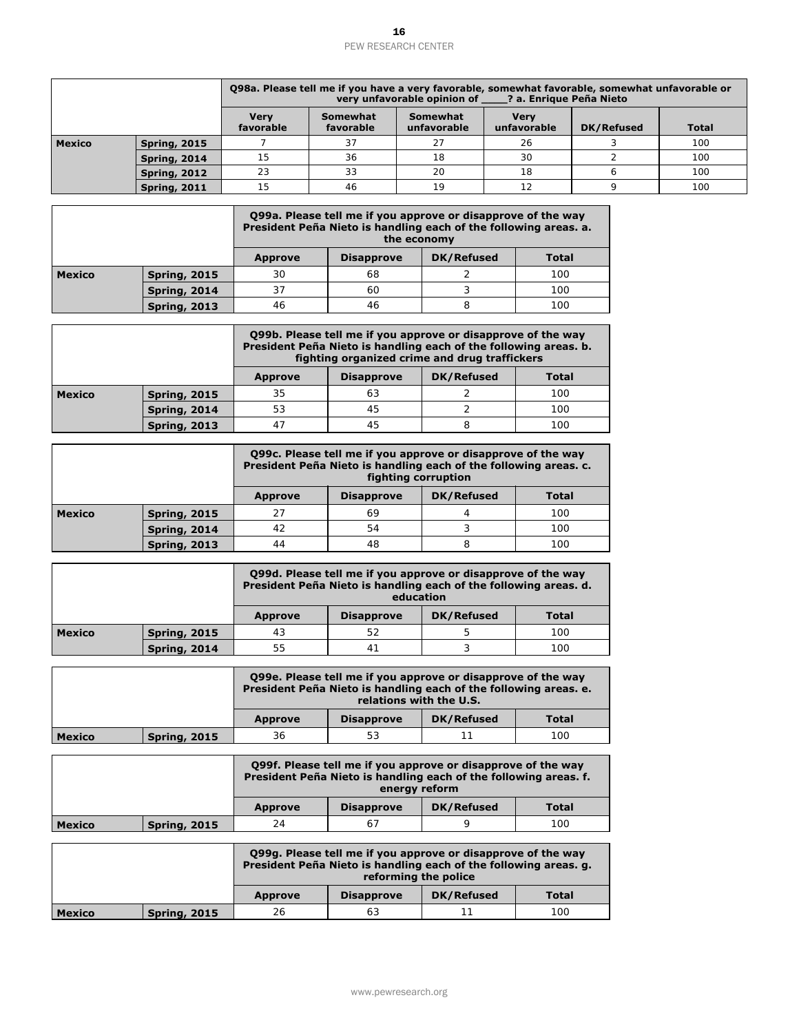| | | Q98a. Please tell me if you have a very favorable, somewhat favorable, somewhat unfavorable or very unfavorable opinion of ____? a. Enrique Peña Nieto | | | | | |
|---|---|---|---|---|---|---|---|
| | | Very favorable | Somewhat favorable | Somewhat unfavorable | Very unfavorable | DK/Refused | Total |
| Mexico | Spring, 2015 | 7 | 37 | 27 | 26 | 3 | 100 |
| | Spring, 2014 | 15 | 36 | 18 | 30 | 2 | 100 |
| | Spring, 2012 | 23 | 33 | 20 | 18 | 6 | 100 |
| | Spring, 2011 | 15 | 46 | 19 | 12 | 9 | 100 |

| | | Q99a. Please tell me if you approve or disapprove of the way President Peña Nieto is handling each of the following areas. a. the economy | | | |
|---|---|---|---|---|---|
| | | Approve | Disapprove | DK/Refused | Total |
| Mexico | Spring, 2015 | 30 | 68 | 2 | 100 |
| | Spring, 2014 | 37 | 60 | 3 | 100 |
| | Spring, 2013 | 46 | 46 | 8 | 100 |

| | | Q99b. Please tell me if you approve or disapprove of the way President Peña Nieto is handling each of the following areas. b. fighting organized crime and drug traffickers | | | |
|---|---|---|---|---|---|
| | | Approve | Disapprove | DK/Refused | Total |
| Mexico | Spring, 2015 | 35 | 63 | 2 | 100 |
| | Spring, 2014 | 53 | 45 | 2 | 100 |
| | Spring, 2013 | 47 | 45 | 8 | 100 |

| | | Q99c. Please tell me if you approve or disapprove of the way President Peña Nieto is handling each of the following areas. c. fighting corruption | | | |
|---|---|---|---|---|---|
| | | Approve | Disapprove | DK/Refused | Total |
| Mexico | Spring, 2015 | 27 | 69 | 4 | 100 |
| | Spring, 2014 | 42 | 54 | 3 | 100 |
| | Spring, 2013 | 44 | 48 | 8 | 100 |

| | | Q99d. Please tell me if you approve or disapprove of the way President Peña Nieto is handling each of the following areas. d. education | | | |
|---|---|---|---|---|---|
| | | Approve | Disapprove | DK/Refused | Total |
| Mexico | Spring, 2015 | 43 | 52 | 5 | 100 |
| | Spring, 2014 | 55 | 41 | 3 | 100 |

| | | Q99e. Please tell me if you approve or disapprove of the way President Peña Nieto is handling each of the following areas. e. relations with the U.S. | | | |
|---|---|---|---|---|---|
| | | Approve | Disapprove | DK/Refused | Total |
| Mexico | Spring, 2015 | 36 | 53 | 11 | 100 |

| | | Q99f. Please tell me if you approve or disapprove of the way President Peña Nieto is handling each of the following areas. f. energy reform | | | |
|---|---|---|---|---|---|
| | | Approve | Disapprove | DK/Refused | Total |
| Mexico | Spring, 2015 | 24 | 67 | 9 | 100 |

| | | Q99g. Please tell me if you approve or disapprove of the way President Peña Nieto is handling each of the following areas. g. reforming the police | | | |
|---|---|---|---|---|---|
| | | Approve | Disapprove | DK/Refused | Total |
| Mexico | Spring, 2015 | 26 | 63 | 11 | 100 |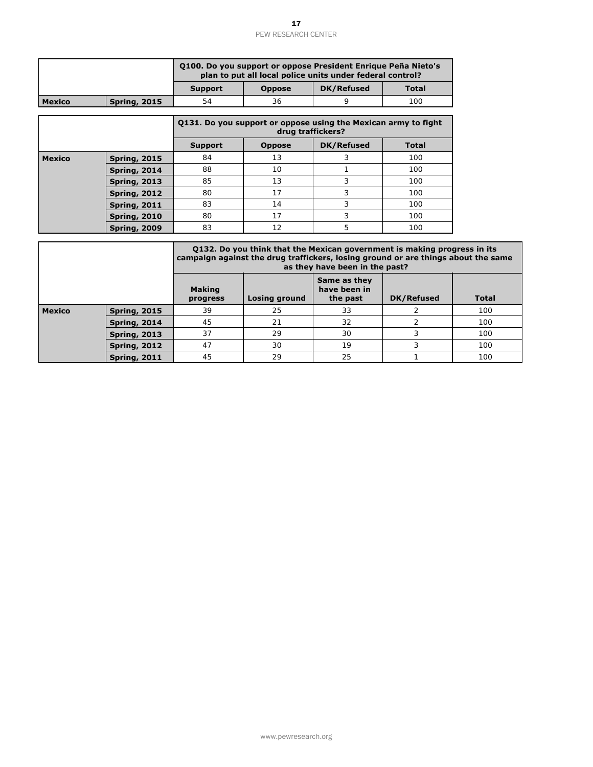| | | Q100. Do you support or oppose President Enrique Peña Nieto's plan to put all local police units under federal control? | | | |
|---|---|---|---|---|---|
| | | Support | Oppose | DK/Refused | Total |
| Mexico | Spring, 2015 | 54 | 36 | 9 | 100 |

| | | Q131. Do you support or oppose using the Mexican army to fight drug traffickers? | | | |
|---|---|---|---|---|---|
| | | Support | Oppose | DK/Refused | Total |
| Mexico | Spring, 2015 | 84 | 13 | 3 | 100 |
| | Spring, 2014 | 88 | 10 | 1 | 100 |
| | Spring, 2013 | 85 | 13 | 3 | 100 |
| | Spring, 2012 | 80 | 17 | 3 | 100 |
| | Spring, 2011 | 83 | 14 | 3 | 100 |
| | Spring, 2010 | 80 | 17 | 3 | 100 |
| | Spring, 2009 | 83 | 12 | 5 | 100 |

| | | Q132. Do you think that the Mexican government is making progress in its campaign against the drug traffickers, losing ground or are things about the same as they have been in the past? | | | | |
|---|---|---|---|---|---|---|
| | | Making progress | Losing ground | Same as they have been in the past | DK/Refused | Total |
| Mexico | Spring, 2015 | 39 | 25 | 33 | 2 | 100 |
| | Spring, 2014 | 45 | 21 | 32 | 2 | 100 |
| | Spring, 2013 | 37 | 29 | 30 | 3 | 100 |
| | Spring, 2012 | 47 | 30 | 19 | 3 | 100 |
| | Spring, 2011 | 45 | 29 | 25 | 1 | 100 |